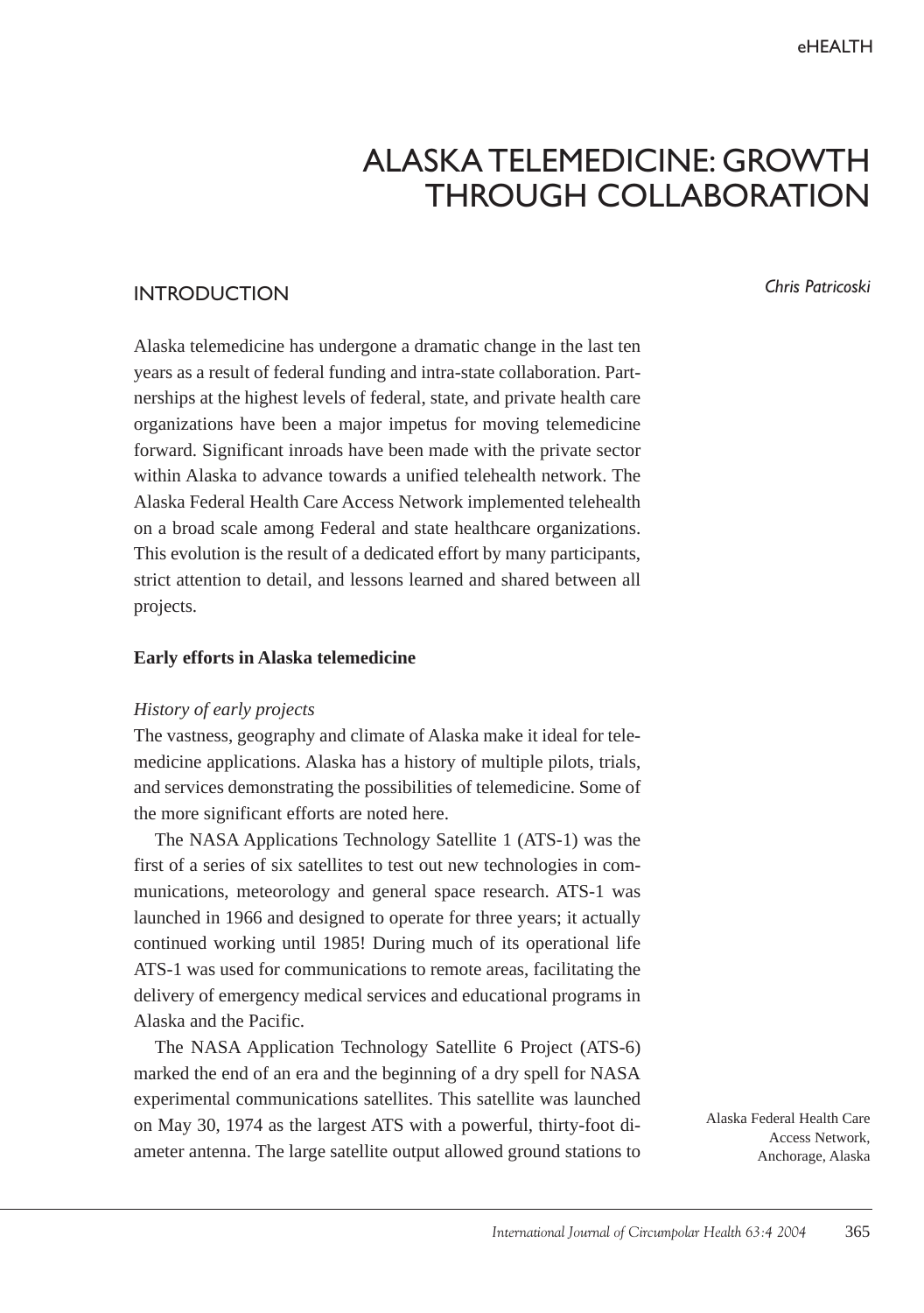# ALASKA TELEMEDICINE: GROWTH THROUGH COLLABORATION

*Chris Patricoski*

Alaska Federal Health Care Access Network, Anchorage, Alaska

## INTRODUCTION

Alaska telemedicine has undergone a dramatic change in the last ten years as a result of federal funding and intra-state collaboration. Partnerships at the highest levels of federal, state, and private health care organizations have been a major impetus for moving telemedicine forward. Significant inroads have been made with the private sector within Alaska to advance towards a unified telehealth network. The Alaska Federal Health Care Access Network implemented telehealth on a broad scale among Federal and state healthcare organizations. This evolution is the result of a dedicated effort by many participants, strict attention to detail, and lessons learned and shared between all projects.

### Early efforts in Alaska telemedicine

*History of early projects*

The vastness, geography and climate of Alaska make it ideal for telemedicine applications. Alaska has a history of multiple pilots, trials, and services demonstrating the possibilities of telemedicine. Some of the more significant efforts are noted here.

The NASA Applications Technology Satellite 1 (ATS-1) was the first of a series of six satellites to test out new technologies in communications, meteorology and general space research. ATS-1 was launched in 1966 and designed to operate for three years; it actually continued working until 1985! During much of its operational life ATS-1 was used for communications to remote areas, facilitating the delivery of emergency medical services and educational programs in Alaska and the Pacific.

The NASA Application Technology Satellite 6 Project (ATS-6) marked the end of an era and the beginning of a dry spell for NASA experimental communications satellites. This satellite was launched on May 30, 1974 as the largest ATS with a powerful, thirty-foot diameter antenna. The large satellite output allowed ground stations to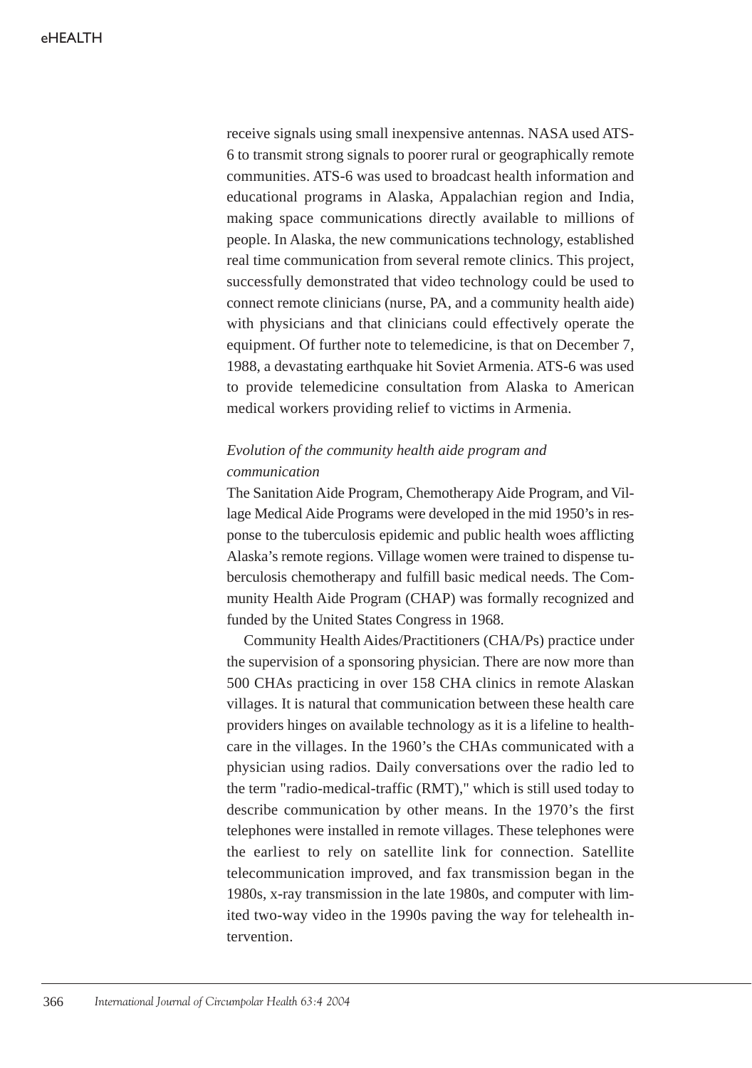receive signals using small inexpensive antennas. NASA used ATS-6 to transmit strong signals to poorer rural or geographically remote communities. ATS-6 was used to broadcast health information and educational programs in Alaska, Appalachian region and India, making space communications directly available to millions of people. In Alaska, the new communications technology, established real time communication from several remote clinics. This project, successfully demonstrated that video technology could be used to connect remote clinicians (nurse, PA, and a community health aide) with physicians and that clinicians could effectively operate the equipment. Of further note to telemedicine, is that on December 7, 1988, a devastating earthquake hit Soviet Armenia. ATS-6 was used to provide telemedicine consultation from Alaska to American medical workers providing relief to victims in Armenia.

### *Evolution of the community health aide program and communication*

The Sanitation Aide Program, Chemotherapy Aide Program, and Village Medical Aide Programs were developed in the mid 1950's in response to the tuberculosis epidemic and public health woes afflicting Alaska's remote regions. Village women were trained to dispense tuberculosis chemotherapy and fulfill basic medical needs. The Community Health Aide Program (CHAP) was formally recognized and funded by the United States Congress in 1968.

Community Health Aides/Practitioners (CHA/Ps) practice under the supervision of a sponsoring physician. There are now more than 500 CHAs practicing in over 158 CHA clinics in remote Alaskan villages. It is natural that communication between these health care providers hinges on available technology as it is a lifeline to healthcare in the villages. In the 1960's the CHAs communicated with a physician using radios. Daily conversations over the radio led to the term "radio-medical-traffic (RMT)," which is still used today to describe communication by other means. In the 1970's the first telephones were installed in remote villages. These telephones were the earliest to rely on satellite link for connection. Satellite telecommunication improved, and fax transmission began in the 1980s, x-ray transmission in the late 1980s, and computer with limited two-way video in the 1990s paving the way for telehealth intervention.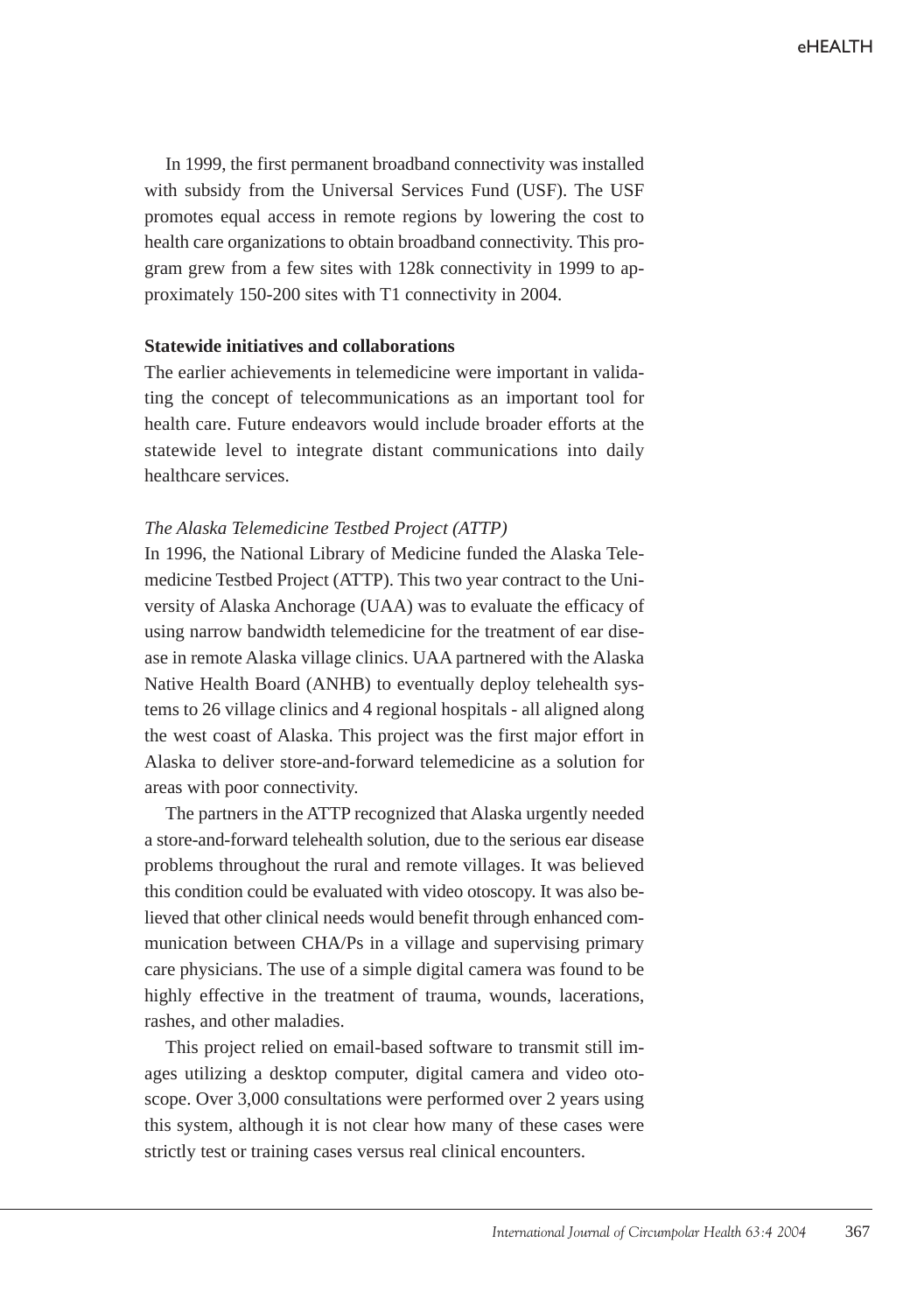In 1999, the first permanent broadband connectivity was installed with subsidy from the Universal Services Fund (USF). The USF promotes equal access in remote regions by lowering the cost to health care organizations to obtain broadband connectivity. This program grew from a few sites with 128k connectivity in 1999 to approximately 150-200 sites with T1 connectivity in 2004.

**Statewide initiatives and collaborations**

The earlier achievements in telemedicine were important in validating the concept of telecommunications as an important tool for health care. Future endeavors would include broader efforts at the statewide level to integrate distant communications into daily healthcare services.

*The Alaska Telemedicine Testbed Project (ATTP)*

In 1996, the National Library of Medicine funded the Alaska Telemedicine Testbed Project (ATTP). This two year contract to the University of Alaska Anchorage (UAA) was to evaluate the efficacy of using narrow bandwidth telemedicine for the treatment of ear disease in remote Alaska village clinics. UAA partnered with the Alaska Native Health Board (ANHB) to eventually deploy telehealth systems to 26 village clinics and 4 regional hospitals - all aligned along the west coast of Alaska. This project was the first major effort in Alaska to deliver store-and-forward telemedicine as a solution for areas with poor connectivity.

The partners in the ATTP recognized that Alaska urgently needed a store-and-forward telehealth solution, due to the serious ear disease problems throughout the rural and remote villages. It was believed this condition could be evaluated with video otoscopy. It was also believed that other clinical needs would benefit through enhanced communication between CHA/Ps in a village and supervising primary care physicians. The use of a simple digital camera was found to be highly effective in the treatment of trauma, wounds, lacerations, rashes, and other maladies.

This project relied on email-based software to transmit still images utilizing a desktop computer, digital camera and video otoscope. Over 3,000 consultations were performed over 2 years using this system, although it is not clear how many of these cases were strictly test or training cases versus real clinical encounters.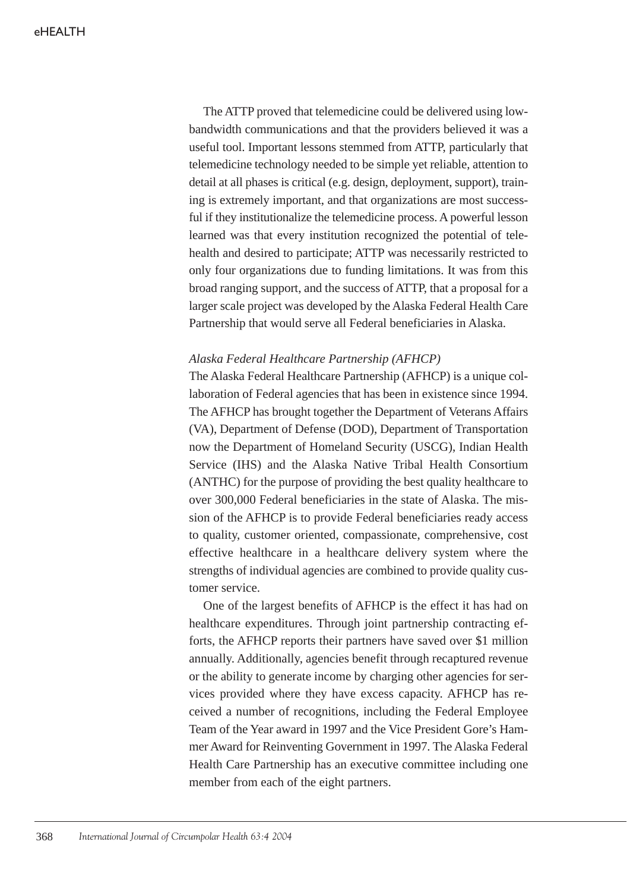The ATTP proved that telemedicine could be delivered using low-bandwidth communications and that the providers believed it was a useful tool. Important lessons stemmed from ATTP, particularly that telemedicine technology needed to be simple yet reliable, attention to detail at all phases is critical (e.g. design, deployment, support), training is extremely important, and that organizations are most successful if they institutionalize the telemedicine process. A powerful lesson learned was that every institution recognized the potential of telehealth and desired to participate; ATTP was necessarily restricted to only four organizations due to funding limitations. It was from this broad ranging support, and the success of ATTP, that a proposal for a larger scale project was developed by the Alaska Federal Health Care Partnership that would serve all Federal beneficiaries in Alaska.

*Alaska Federal Healthcare Partnership (AFHCP)*

The Alaska Federal Healthcare Partnership (AFHCP) is a unique collaboration of Federal agencies that has been in existence since 1994. The AFHCP has brought together the Department of Veterans Affairs (VA), Department of Defense (DOD), Department of Transportation now the Department of Homeland Security (USCG), Indian Health Service (IHS) and the Alaska Native Tribal Health Consortium (ANTHC) for the purpose of providing the best quality healthcare to over 300,000 Federal beneficiaries in the state of Alaska. The mission of the AFHCP is to provide Federal beneficiaries ready access to quality, customer oriented, compassionate, comprehensive, cost effective healthcare in a healthcare delivery system where the strengths of individual agencies are combined to provide quality customer service.

One of the largest benefits of AFHCP is the effect it has had on healthcare expenditures. Through joint partnership contracting efforts, the AFHCP reports their partners have saved over $1 million annually. Additionally, agencies benefit through recaptured revenue or the ability to generate income by charging other agencies for services provided where they have excess capacity. AFHCP has received a number of recognitions, including the Federal Employee Team of the Year award in 1997 and the Vice President Gore's Hammer Award for Reinventing Government in 1997. The Alaska Federal Health Care Partnership has an executive committee including one member from each of the eight partners.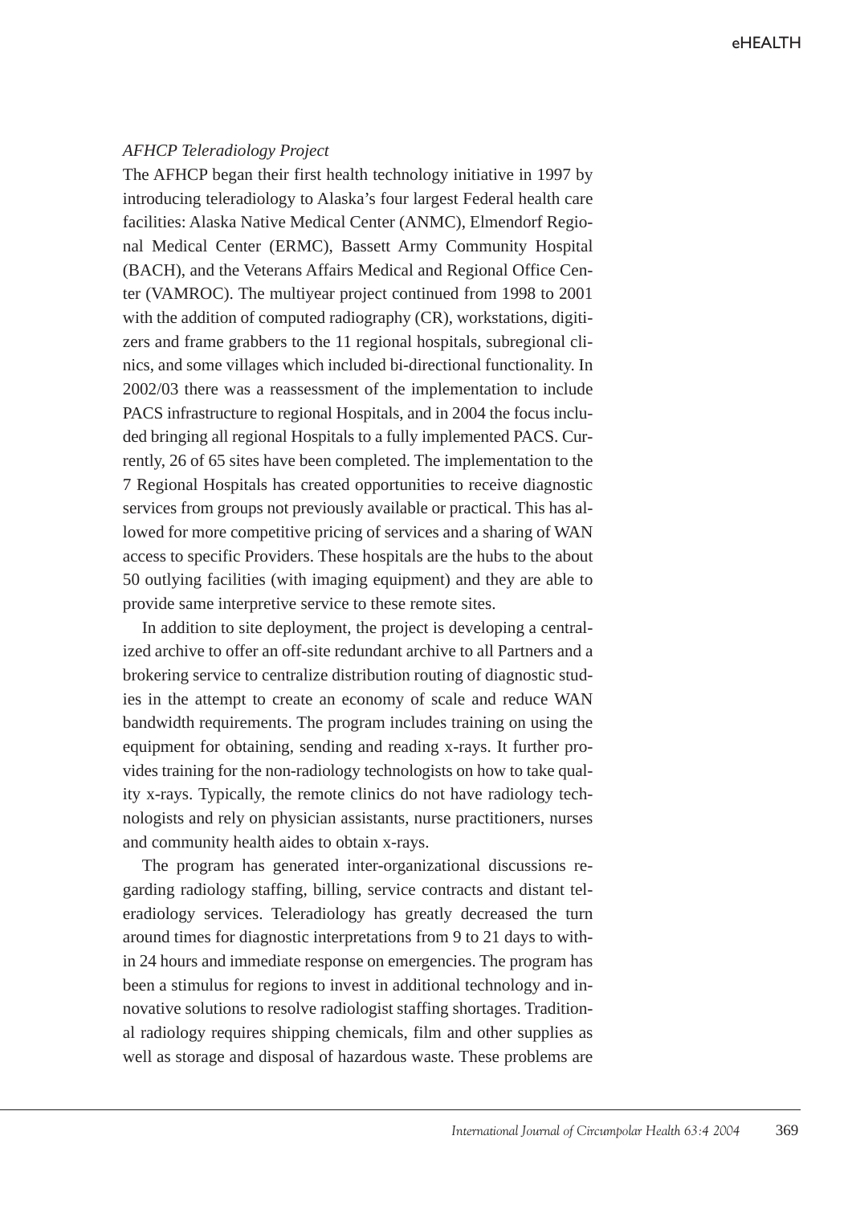*AFHCP Teleradiology Project*

The AFHCP began their first health technology initiative in 1997 by introducing teleradiology to Alaska's four largest Federal health care facilities: Alaska Native Medical Center (ANMC), Elmendorf Regional Medical Center (ERMC), Bassett Army Community Hospital (BACH), and the Veterans Affairs Medical and Regional Office Center (VAMROC). The multiyear project continued from 1998 to 2001 with the addition of computed radiography (CR), workstations, digitizers and frame grabbers to the 11 regional hospitals, subregional clinics, and some villages which included bi-directional functionality. In 2002/03 there was a reassessment of the implementation to include PACS infrastructure to regional Hospitals, and in 2004 the focus included bringing all regional Hospitals to a fully implemented PACS. Currently, 26 of 65 sites have been completed. The implementation to the 7 Regional Hospitals has created opportunities to receive diagnostic services from groups not previously available or practical. This has allowed for more competitive pricing of services and a sharing of WAN access to specific Providers. These hospitals are the hubs to the about 50 outlying facilities (with imaging equipment) and they are able to provide same interpretive service to these remote sites.

In addition to site deployment, the project is developing a centralized archive to offer an off-site redundant archive to all Partners and a brokering service to centralize distribution routing of diagnostic studies in the attempt to create an economy of scale and reduce WAN bandwidth requirements. The program includes training on using the equipment for obtaining, sending and reading x-rays. It further provides training for the non-radiology technologists on how to take quality x-rays. Typically, the remote clinics do not have radiology technologists and rely on physician assistants, nurse practitioners, nurses and community health aides to obtain x-rays.

The program has generated inter-organizational discussions regarding radiology staffing, billing, service contracts and distant teleradiology services. Teleradiology has greatly decreased the turn around times for diagnostic interpretations from 9 to 21 days to within 24 hours and immediate response on emergencies. The program has been a stimulus for regions to invest in additional technology and innovative solutions to resolve radiologist staffing shortages. Traditional radiology requires shipping chemicals, film and other supplies as well as storage and disposal of hazardous waste. These problems are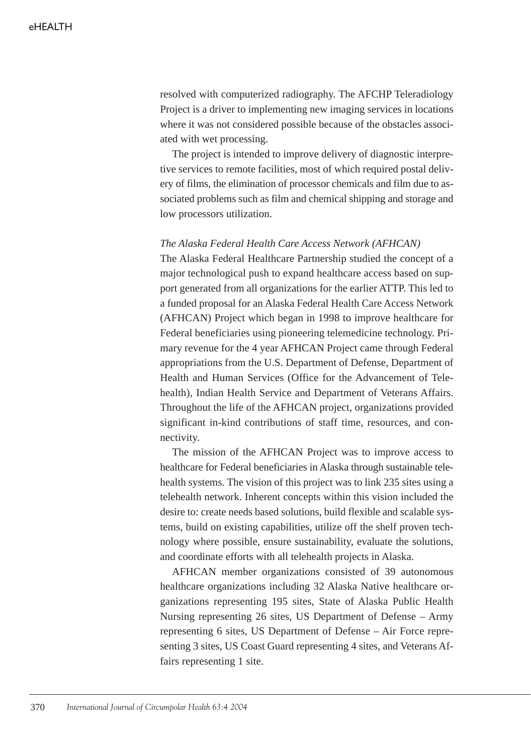resolved with computerized radiography. The AFCHP Teleradiology Project is a driver to implementing new imaging services in locations where it was not considered possible because of the obstacles associated with wet processing.

The project is intended to improve delivery of diagnostic interpretive services to remote facilities, most of which required postal delivery of films, the elimination of processor chemicals and film due to associated problems such as film and chemical shipping and storage and low processors utilization.

*The Alaska Federal Health Care Access Network (AFHCAN)*

The Alaska Federal Healthcare Partnership studied the concept of a major technological push to expand healthcare access based on support generated from all organizations for the earlier ATTP. This led to a funded proposal for an Alaska Federal Health Care Access Network (AFHCAN) Project which began in 1998 to improve healthcare for Federal beneficiaries using pioneering telemedicine technology. Primary revenue for the 4 year AFHCAN Project came through Federal appropriations from the U.S. Department of Defense, Department of Health and Human Services (Office for the Advancement of Telehealth), Indian Health Service and Department of Veterans Affairs. Throughout the life of the AFHCAN project, organizations provided significant in-kind contributions of staff time, resources, and connectivity.

The mission of the AFHCAN Project was to improve access to healthcare for Federal beneficiaries in Alaska through sustainable telehealth systems. The vision of this project was to link 235 sites using a telehealth network. Inherent concepts within this vision included the desire to: create needs based solutions, build flexible and scalable systems, build on existing capabilities, utilize off the shelf proven technology where possible, ensure sustainability, evaluate the solutions, and coordinate efforts with all telehealth projects in Alaska.

AFHCAN member organizations consisted of 39 autonomous healthcare organizations including 32 Alaska Native healthcare organizations representing 195 sites, State of Alaska Public Health Nursing representing 26 sites, US Department of Defense – Army representing 6 sites, US Department of Defense – Air Force representing 3 sites, US Coast Guard representing 4 sites, and Veterans Affairs representing 1 site.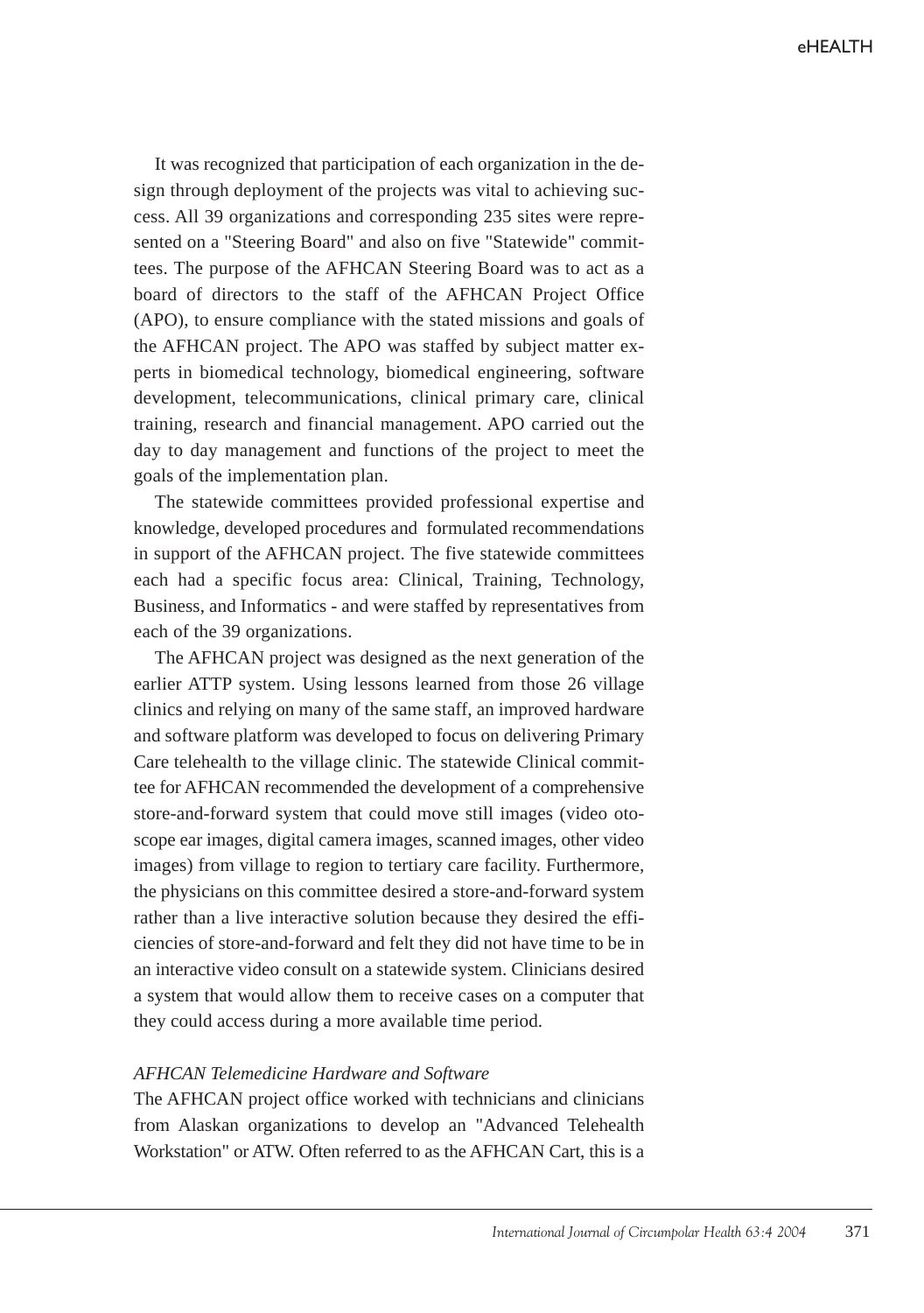It was recognized that participation of each organization in the design through deployment of the projects was vital to achieving success. All 39 organizations and corresponding 235 sites were represented on a "Steering Board" and also on five "Statewide" committees. The purpose of the AFHCAN Steering Board was to act as a board of directors to the staff of the AFHCAN Project Office (APO), to ensure compliance with the stated missions and goals of the AFHCAN project. The APO was staffed by subject matter experts in biomedical technology, biomedical engineering, software development, telecommunications, clinical primary care, clinical training, research and financial management. APO carried out the day to day management and functions of the project to meet the goals of the implementation plan.

The statewide committees provided professional expertise and knowledge, developed procedures and formulated recommendations in support of the AFHCAN project. The five statewide committees each had a specific focus area: Clinical, Training, Technology, Business, and Informatics - and were staffed by representatives from each of the 39 organizations.

The AFHCAN project was designed as the next generation of the earlier ATTP system. Using lessons learned from those 26 village clinics and relying on many of the same staff, an improved hardware and software platform was developed to focus on delivering Primary Care telehealth to the village clinic. The statewide Clinical committee for AFHCAN recommended the development of a comprehensive store-and-forward system that could move still images (video otoscope ear images, digital camera images, scanned images, other video images) from village to region to tertiary care facility. Furthermore, the physicians on this committee desired a store-and-forward system rather than a live interactive solution because they desired the efficiencies of store-and-forward and felt they did not have time to be in an interactive video consult on a statewide system. Clinicians desired a system that would allow them to receive cases on a computer that they could access during a more available time period.

### *AFHCAN Telemedicine Hardware and Software*

The AFHCAN project office worked with technicians and clinicians from Alaskan organizations to develop an "Advanced Telehealth Workstation" or ATW. Often referred to as the AFHCAN Cart, this is a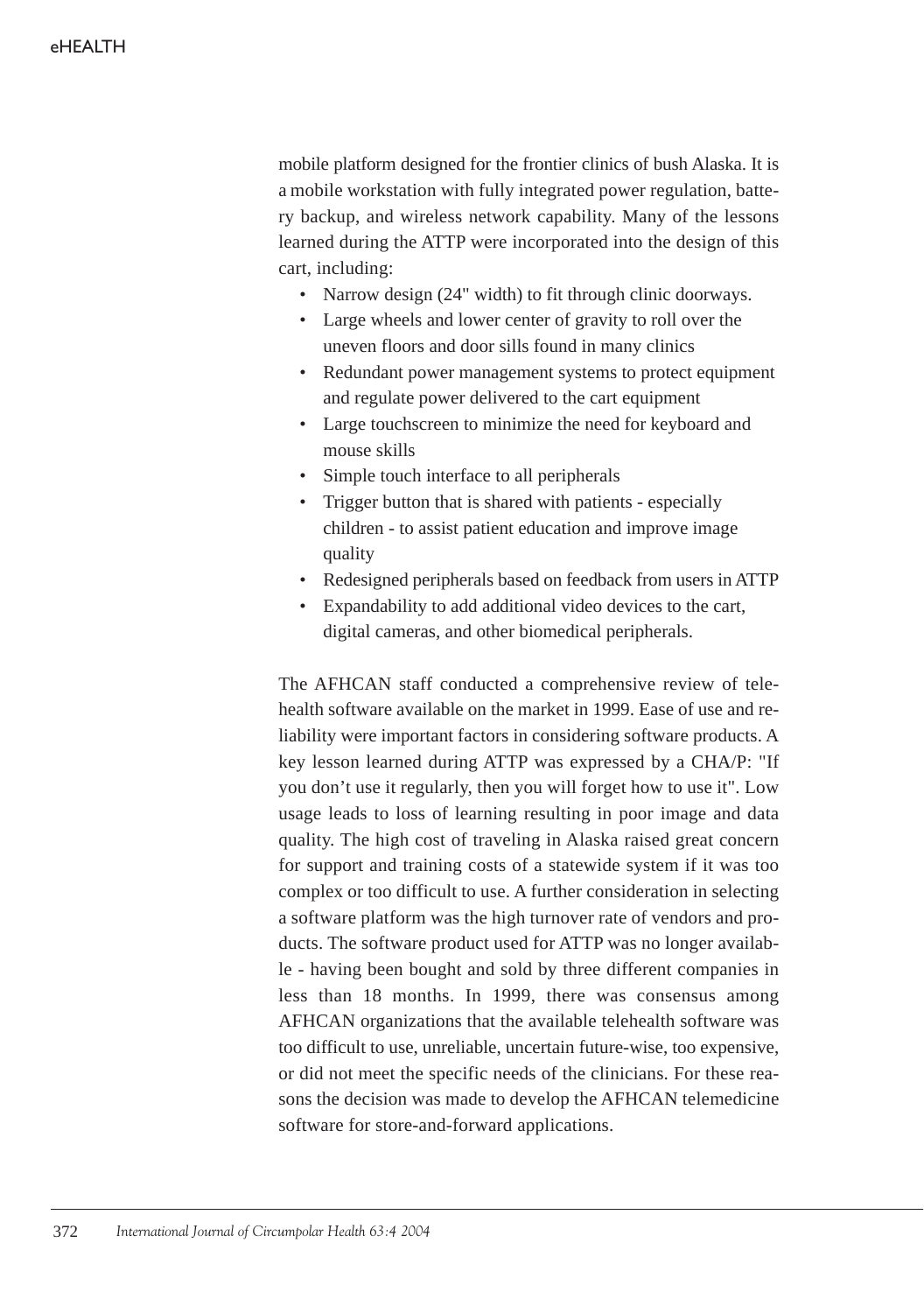mobile platform designed for the frontier clinics of bush Alaska. It is a mobile workstation with fully integrated power regulation, battery backup, and wireless network capability. Many of the lessons learned during the ATTP were incorporated into the design of this cart, including:

- Narrow design (24" width) to fit through clinic doorways.
- Large wheels and lower center of gravity to roll over the uneven floors and door sills found in many clinics
- Redundant power management systems to protect equipment and regulate power delivered to the cart equipment
- Large touchscreen to minimize the need for keyboard and mouse skills
- Simple touch interface to all peripherals
- Trigger button that is shared with patients - especially children - to assist patient education and improve image quality
- Redesigned peripherals based on feedback from users in ATTP
- Expandability to add additional video devices to the cart, digital cameras, and other biomedical peripherals.

The AFHCAN staff conducted a comprehensive review of telehealth software available on the market in 1999. Ease of use and reliability were important factors in considering software products. A key lesson learned during ATTP was expressed by a CHA/P: "If you don't use it regularly, then you will forget how to use it". Low usage leads to loss of learning resulting in poor image and data quality. The high cost of traveling in Alaska raised great concern for support and training costs of a statewide system if it was too complex or too difficult to use. A further consideration in selecting a software platform was the high turnover rate of vendors and products. The software product used for ATTP was no longer available - having been bought and sold by three different companies in less than 18 months. In 1999, there was consensus among AFHCAN organizations that the available telehealth software was too difficult to use, unreliable, uncertain future-wise, too expensive, or did not meet the specific needs of the clinicians. For these reasons the decision was made to develop the AFHCAN telemedicine software for store-and-forward applications.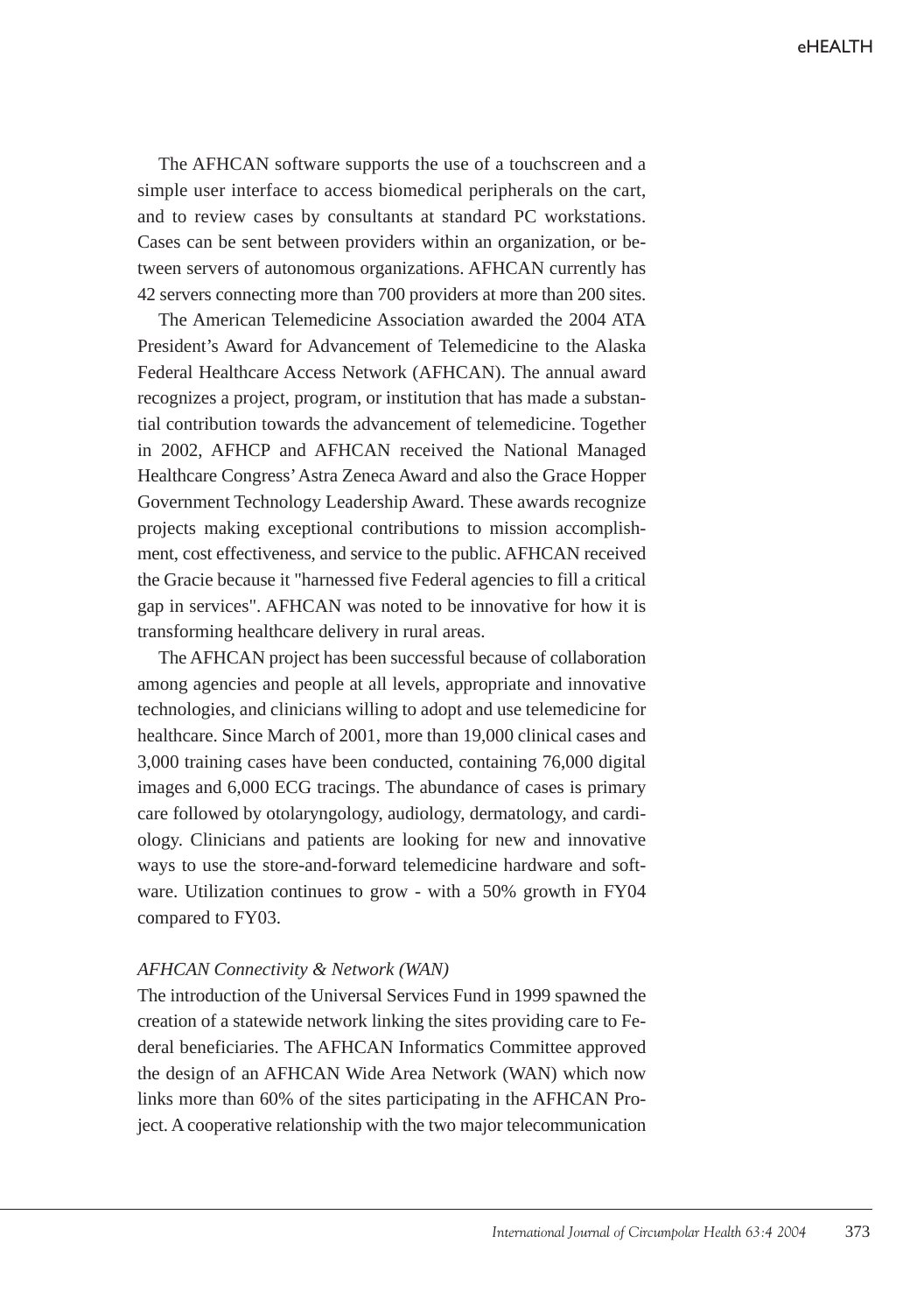The AFHCAN software supports the use of a touchscreen and a simple user interface to access biomedical peripherals on the cart, and to review cases by consultants at standard PC workstations. Cases can be sent between providers within an organization, or between servers of autonomous organizations. AFHCAN currently has 42 servers connecting more than 700 providers at more than 200 sites.

The American Telemedicine Association awarded the 2004 ATA President's Award for Advancement of Telemedicine to the Alaska Federal Healthcare Access Network (AFHCAN). The annual award recognizes a project, program, or institution that has made a substantial contribution towards the advancement of telemedicine. Together in 2002, AFHCP and AFHCAN received the National Managed Healthcare Congress' Astra Zeneca Award and also the Grace Hopper Government Technology Leadership Award. These awards recognize projects making exceptional contributions to mission accomplishment, cost effectiveness, and service to the public. AFHCAN received the Gracie because it "harnessed five Federal agencies to fill a critical gap in services". AFHCAN was noted to be innovative for how it is transforming healthcare delivery in rural areas.

The AFHCAN project has been successful because of collaboration among agencies and people at all levels, appropriate and innovative technologies, and clinicians willing to adopt and use telemedicine for healthcare. Since March of 2001, more than 19,000 clinical cases and 3,000 training cases have been conducted, containing 76,000 digital images and 6,000 ECG tracings. The abundance of cases is primary care followed by otolaryngology, audiology, dermatology, and cardiology. Clinicians and patients are looking for new and innovative ways to use the store-and-forward telemedicine hardware and software. Utilization continues to grow - with a 50% growth in FY04 compared to FY03.

*AFHCAN Connectivity & Network (WAN)*

The introduction of the Universal Services Fund in 1999 spawned the creation of a statewide network linking the sites providing care to Federal beneficiaries. The AFHCAN Informatics Committee approved the design of an AFHCAN Wide Area Network (WAN) which now links more than 60% of the sites participating in the AFHCAN Project. A cooperative relationship with the two major telecommunication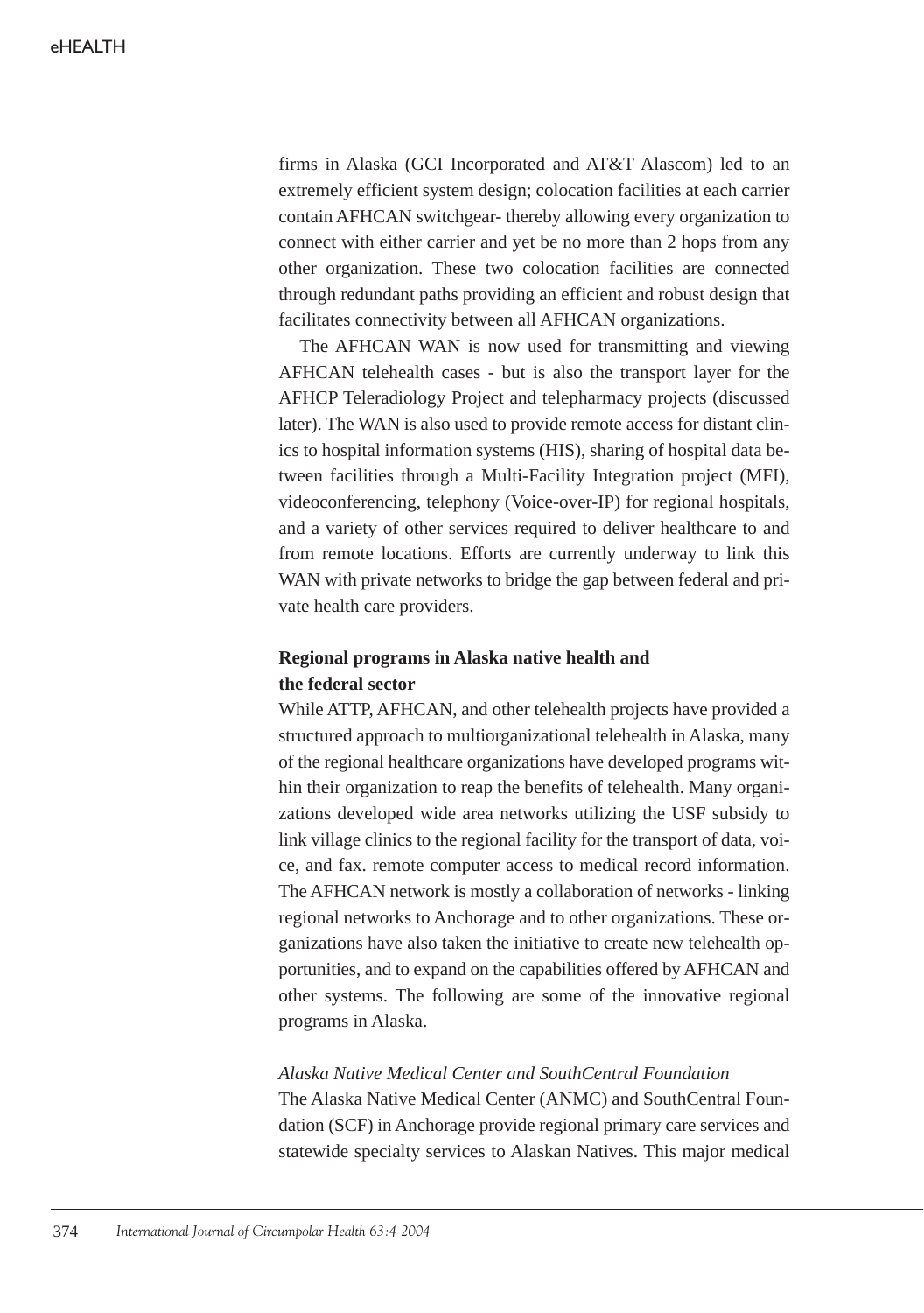firms in Alaska (GCI Incorporated and AT&T Alascom) led to an extremely efficient system design; colocation facilities at each carrier contain AFHCAN switchgear- thereby allowing every organization to connect with either carrier and yet be no more than 2 hops from any other organization. These two colocation facilities are connected through redundant paths providing an efficient and robust design that facilitates connectivity between all AFHCAN organizations.

The AFHCAN WAN is now used for transmitting and viewing AFHCAN telehealth cases - but is also the transport layer for the AFHCP Teleradiology Project and telepharmacy projects (discussed later). The WAN is also used to provide remote access for distant clinics to hospital information systems (HIS), sharing of hospital data between facilities through a Multi-Facility Integration project (MFI), videoconferencing, telephony (Voice-over-IP) for regional hospitals, and a variety of other services required to deliver healthcare to and from remote locations. Efforts are currently underway to link this WAN with private networks to bridge the gap between federal and private health care providers.

### Regional programs in Alaska native health and the federal sector

While ATTP, AFHCAN, and other telehealth projects have provided a structured approach to multiorganizational telehealth in Alaska, many of the regional healthcare organizations have developed programs within their organization to reap the benefits of telehealth. Many organizations developed wide area networks utilizing the USF subsidy to link village clinics to the regional facility for the transport of data, voice, and fax. remote computer access to medical record information. The AFHCAN network is mostly a collaboration of networks - linking regional networks to Anchorage and to other organizations. These organizations have also taken the initiative to create new telehealth opportunities, and to expand on the capabilities offered by AFHCAN and other systems. The following are some of the innovative regional programs in Alaska.

#### *Alaska Native Medical Center and SouthCentral Foundation*

The Alaska Native Medical Center (ANMC) and SouthCentral Foundation (SCF) in Anchorage provide regional primary care services and statewide specialty services to Alaskan Natives. This major medical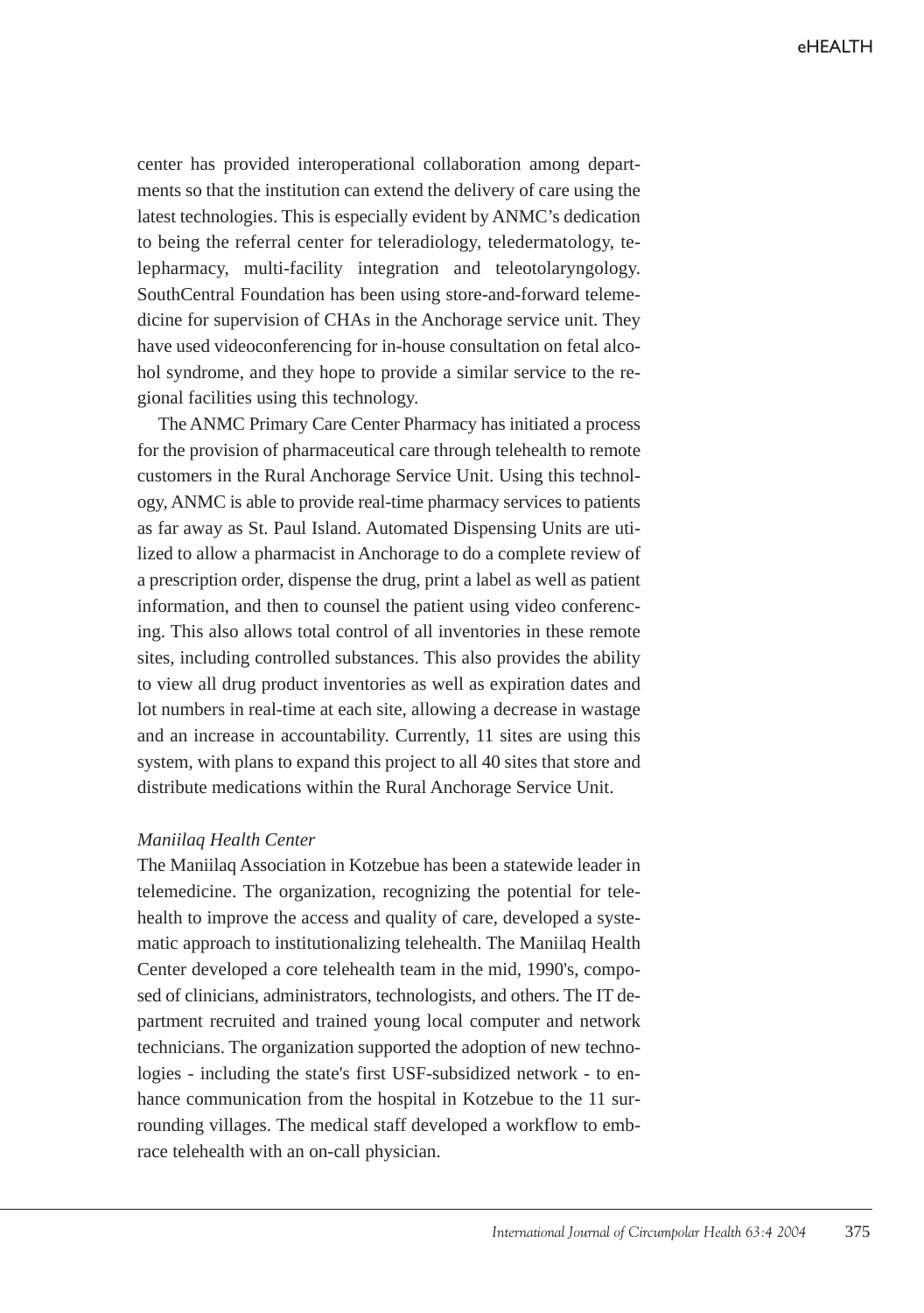center has provided interoperational collaboration among departments so that the institution can extend the delivery of care using the latest technologies. This is especially evident by ANMC's dedication to being the referral center for teleradiology, teledermatology, telepharmacy, multi-facility integration and teleotolaryngology. SouthCentral Foundation has been using store-and-forward telemedicine for supervision of CHAs in the Anchorage service unit. They have used videoconferencing for in-house consultation on fetal alcohol syndrome, and they hope to provide a similar service to the regional facilities using this technology.

The ANMC Primary Care Center Pharmacy has initiated a process for the provision of pharmaceutical care through telehealth to remote customers in the Rural Anchorage Service Unit. Using this technology, ANMC is able to provide real-time pharmacy services to patients as far away as St. Paul Island. Automated Dispensing Units are utilized to allow a pharmacist in Anchorage to do a complete review of a prescription order, dispense the drug, print a label as well as patient information, and then to counsel the patient using video conferencing. This also allows total control of all inventories in these remote sites, including controlled substances. This also provides the ability to view all drug product inventories as well as expiration dates and lot numbers in real-time at each site, allowing a decrease in wastage and an increase in accountability. Currently, 11 sites are using this system, with plans to expand this project to all 40 sites that store and distribute medications within the Rural Anchorage Service Unit.

*Maniilaq Health Center*

The Maniilaq Association in Kotzebue has been a statewide leader in telemedicine. The organization, recognizing the potential for telehealth to improve the access and quality of care, developed a systematic approach to institutionalizing telehealth. The Maniilaq Health Center developed a core telehealth team in the mid, 1990's, composed of clinicians, administrators, technologists, and others. The IT department recruited and trained young local computer and network technicians. The organization supported the adoption of new technologies - including the state's first USF-subsidized network - to enhance communication from the hospital in Kotzebue to the 11 surrounding villages. The medical staff developed a workflow to embrace telehealth with an on-call physician.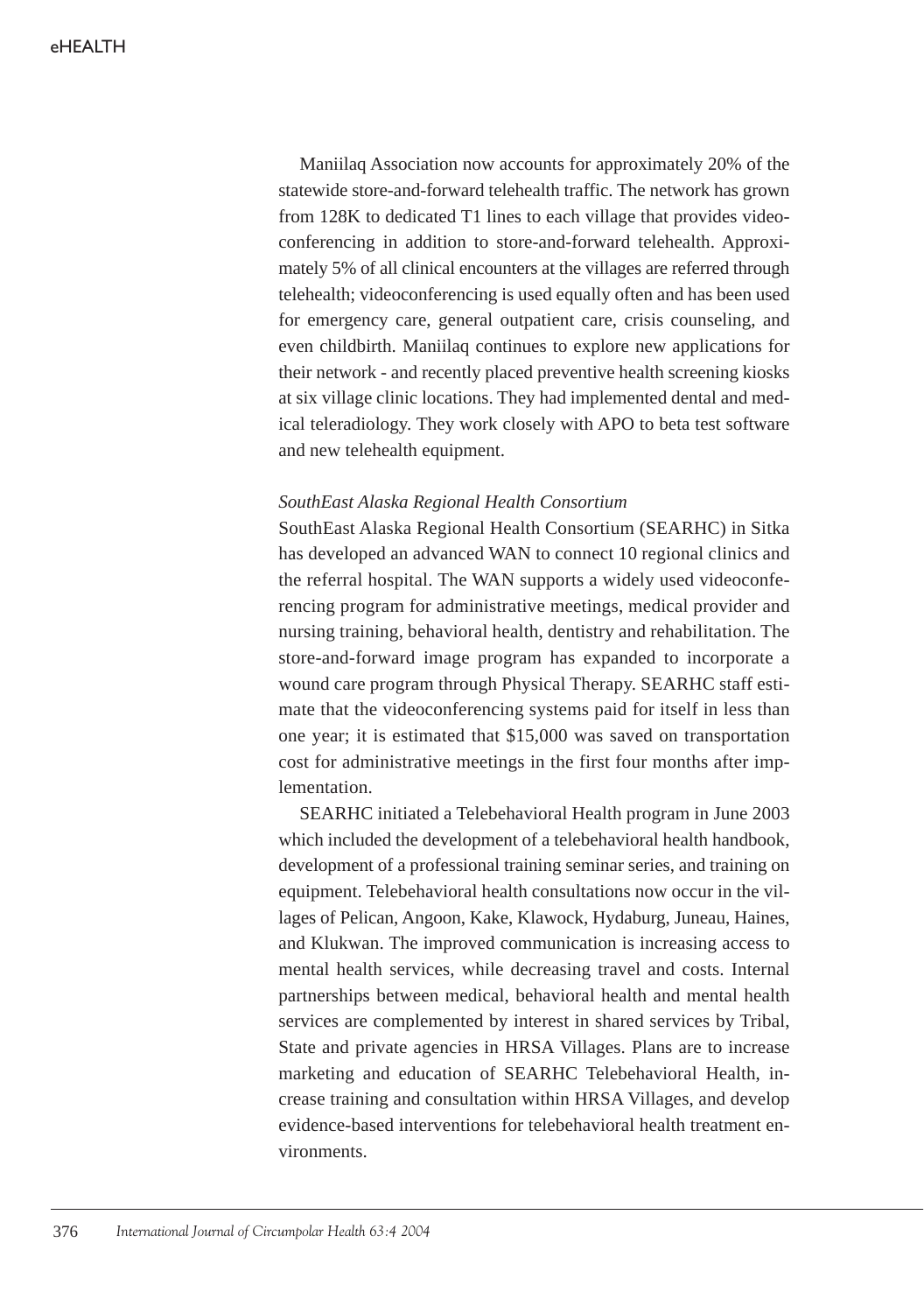Maniilaq Association now accounts for approximately 20% of the statewide store-and-forward telehealth traffic. The network has grown from 128K to dedicated T1 lines to each village that provides videoconferencing in addition to store-and-forward telehealth. Approximately 5% of all clinical encounters at the villages are referred through telehealth; videoconferencing is used equally often and has been used for emergency care, general outpatient care, crisis counseling, and even childbirth. Maniilaq continues to explore new applications for their network - and recently placed preventive health screening kiosks at six village clinic locations. They had implemented dental and medical teleradiology. They work closely with APO to beta test software and new telehealth equipment.

*SouthEast Alaska Regional Health Consortium*

SouthEast Alaska Regional Health Consortium (SEARHC) in Sitka has developed an advanced WAN to connect 10 regional clinics and the referral hospital. The WAN supports a widely used videoconferencing program for administrative meetings, medical provider and nursing training, behavioral health, dentistry and rehabilitation. The store-and-forward image program has expanded to incorporate a wound care program through Physical Therapy. SEARHC staff estimate that the videoconferencing systems paid for itself in less than one year; it is estimated that $15,000 was saved on transportation cost for administrative meetings in the first four months after implementation.

SEARHC initiated a Telebehavioral Health program in June 2003 which included the development of a telebehavioral health handbook, development of a professional training seminar series, and training on equipment. Telebehavioral health consultations now occur in the villages of Pelican, Angoon, Kake, Klawock, Hydaburg, Juneau, Haines, and Klukwan. The improved communication is increasing access to mental health services, while decreasing travel and costs. Internal partnerships between medical, behavioral health and mental health services are complemented by interest in shared services by Tribal, State and private agencies in HRSA Villages. Plans are to increase marketing and education of SEARHC Telebehavioral Health, increase training and consultation within HRSA Villages, and develop evidence-based interventions for telebehavioral health treatment environments.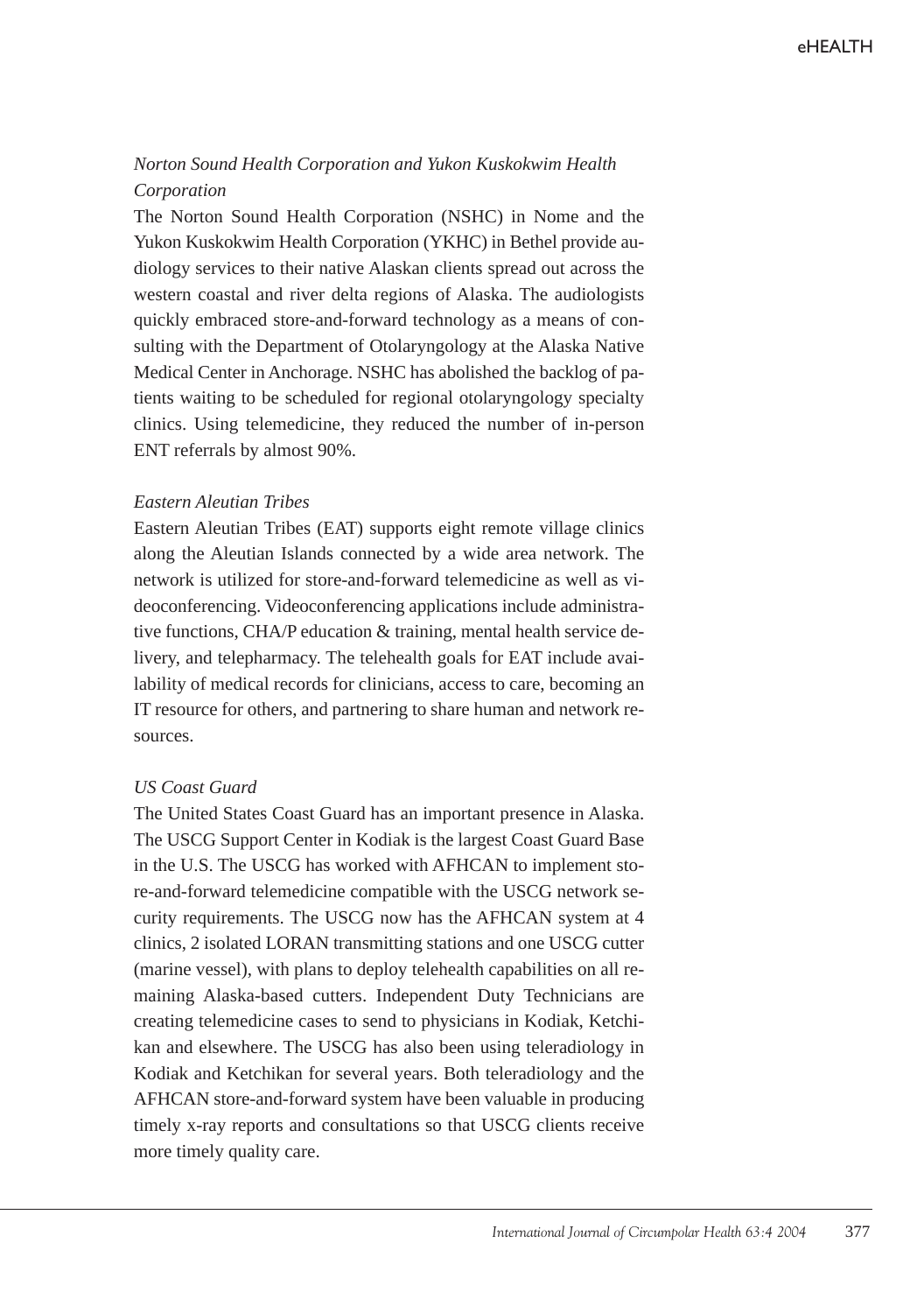*Norton Sound Health Corporation and Yukon Kuskokwim Health Corporation*

The Norton Sound Health Corporation (NSHC) in Nome and the Yukon Kuskokwim Health Corporation (YKHC) in Bethel provide audiology services to their native Alaskan clients spread out across the western coastal and river delta regions of Alaska. The audiologists quickly embraced store-and-forward technology as a means of consulting with the Department of Otolaryngology at the Alaska Native Medical Center in Anchorage. NSHC has abolished the backlog of patients waiting to be scheduled for regional otolaryngology specialty clinics. Using telemedicine, they reduced the number of in-person ENT referrals by almost 90%.

*Eastern Aleutian Tribes*

Eastern Aleutian Tribes (EAT) supports eight remote village clinics along the Aleutian Islands connected by a wide area network. The network is utilized for store-and-forward telemedicine as well as videoconferencing. Videoconferencing applications include administrative functions, CHA/P education & training, mental health service delivery, and telepharmacy. The telehealth goals for EAT include availability of medical records for clinicians, access to care, becoming an IT resource for others, and partnering to share human and network resources.

*US Coast Guard*

The United States Coast Guard has an important presence in Alaska. The USCG Support Center in Kodiak is the largest Coast Guard Base in the U.S. The USCG has worked with AFHCAN to implement store-and-forward telemedicine compatible with the USCG network security requirements. The USCG now has the AFHCAN system at 4 clinics, 2 isolated LORAN transmitting stations and one USCG cutter (marine vessel), with plans to deploy telehealth capabilities on all remaining Alaska-based cutters. Independent Duty Technicians are creating telemedicine cases to send to physicians in Kodiak, Ketchikan and elsewhere. The USCG has also been using teleradiology in Kodiak and Ketchikan for several years. Both teleradiology and the AFHCAN store-and-forward system have been valuable in producing timely x-ray reports and consultations so that USCG clients receive more timely quality care.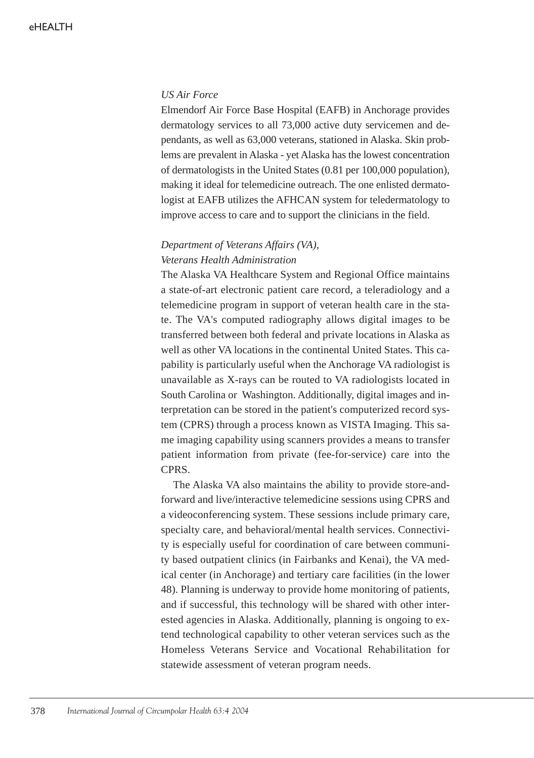*US Air Force*

Elmendorf Air Force Base Hospital (EAFB) in Anchorage provides dermatology services to all 73,000 active duty servicemen and dependants, as well as 63,000 veterans, stationed in Alaska. Skin problems are prevalent in Alaska - yet Alaska has the lowest concentration of dermatologists in the United States (0.81 per 100,000 population), making it ideal for telemedicine outreach. The one enlisted dermatologist at EAFB utilizes the AFHCAN system for teledermatology to improve access to care and to support the clinicians in the field.

*Department of Veterans Affairs (VA), Veterans Health Administration*

The Alaska VA Healthcare System and Regional Office maintains a state-of-art electronic patient care record, a teleradiology and a telemedicine program in support of veteran health care in the state. The VA's computed radiography allows digital images to be transferred between both federal and private locations in Alaska as well as other VA locations in the continental United States. This capability is particularly useful when the Anchorage VA radiologist is unavailable as X-rays can be routed to VA radiologists located in South Carolina or Washington. Additionally, digital images and interpretation can be stored in the patient's computerized record system (CPRS) through a process known as VISTA Imaging. This same imaging capability using scanners provides a means to transfer patient information from private (fee-for-service) care into the CPRS.

The Alaska VA also maintains the ability to provide store-and-forward and live/interactive telemedicine sessions using CPRS and a videoconferencing system. These sessions include primary care, specialty care, and behavioral/mental health services. Connectivity is especially useful for coordination of care between community based outpatient clinics (in Fairbanks and Kenai), the VA medical center (in Anchorage) and tertiary care facilities (in the lower 48). Planning is underway to provide home monitoring of patients, and if successful, this technology will be shared with other interested agencies in Alaska. Additionally, planning is ongoing to extend technological capability to other veteran services such as the Homeless Veterans Service and Vocational Rehabilitation for statewide assessment of veteran program needs.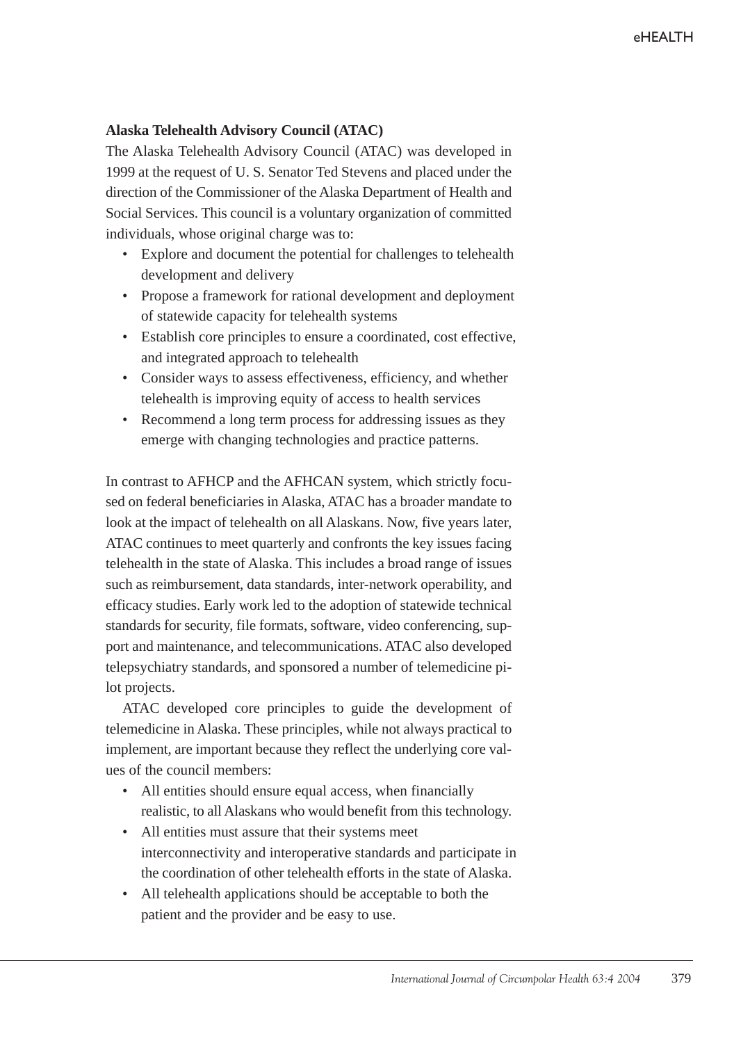### Alaska Telehealth Advisory Council (ATAC)

The Alaska Telehealth Advisory Council (ATAC) was developed in 1999 at the request of U. S. Senator Ted Stevens and placed under the direction of the Commissioner of the Alaska Department of Health and Social Services. This council is a voluntary organization of committed individuals, whose original charge was to:

- Explore and document the potential for challenges to telehealth development and delivery
- Propose a framework for rational development and deployment of statewide capacity for telehealth systems
- Establish core principles to ensure a coordinated, cost effective, and integrated approach to telehealth
- Consider ways to assess effectiveness, efficiency, and whether telehealth is improving equity of access to health services
- Recommend a long term process for addressing issues as they emerge with changing technologies and practice patterns.

In contrast to AFHCP and the AFHCAN system, which strictly focused on federal beneficiaries in Alaska, ATAC has a broader mandate to look at the impact of telehealth on all Alaskans. Now, five years later, ATAC continues to meet quarterly and confronts the key issues facing telehealth in the state of Alaska. This includes a broad range of issues such as reimbursement, data standards, inter-network operability, and efficacy studies. Early work led to the adoption of statewide technical standards for security, file formats, software, video conferencing, support and maintenance, and telecommunications. ATAC also developed telepsychiatry standards, and sponsored a number of telemedicine pilot projects.

ATAC developed core principles to guide the development of telemedicine in Alaska. These principles, while not always practical to implement, are important because they reflect the underlying core values of the council members:

- All entities should ensure equal access, when financially realistic, to all Alaskans who would benefit from this technology.
- All entities must assure that their systems meet interconnectivity and interoperative standards and participate in the coordination of other telehealth efforts in the state of Alaska.
- All telehealth applications should be acceptable to both the patient and the provider and be easy to use.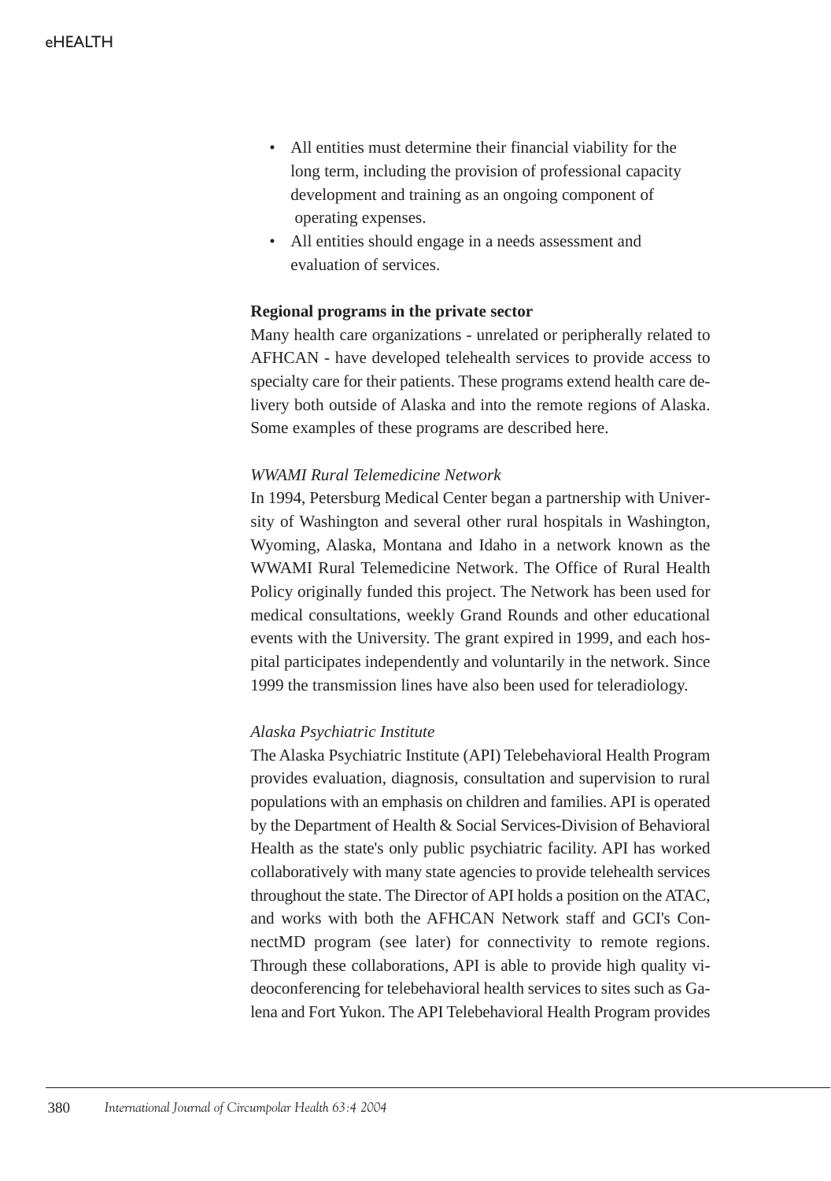- All entities must determine their financial viability for the long term, including the provision of professional capacity development and training as an ongoing component of operating expenses.
- All entities should engage in a needs assessment and evaluation of services.

**Regional programs in the private sector**

Many health care organizations - unrelated or peripherally related to AFHCAN - have developed telehealth services to provide access to specialty care for their patients. These programs extend health care delivery both outside of Alaska and into the remote regions of Alaska. Some examples of these programs are described here.

*WWAMI Rural Telemedicine Network*

In 1994, Petersburg Medical Center began a partnership with University of Washington and several other rural hospitals in Washington, Wyoming, Alaska, Montana and Idaho in a network known as the WWAMI Rural Telemedicine Network. The Office of Rural Health Policy originally funded this project. The Network has been used for medical consultations, weekly Grand Rounds and other educational events with the University. The grant expired in 1999, and each hospital participates independently and voluntarily in the network. Since 1999 the transmission lines have also been used for teleradiology.

*Alaska Psychiatric Institute*

The Alaska Psychiatric Institute (API) Telebehavioral Health Program provides evaluation, diagnosis, consultation and supervision to rural populations with an emphasis on children and families. API is operated by the Department of Health & Social Services-Division of Behavioral Health as the state's only public psychiatric facility. API has worked collaboratively with many state agencies to provide telehealth services throughout the state. The Director of API holds a position on the ATAC, and works with both the AFHCAN Network staff and GCI's ConnectMD program (see later) for connectivity to remote regions. Through these collaborations, API is able to provide high quality videoconferencing for telebehavioral health services to sites such as Galena and Fort Yukon. The API Telebehavioral Health Program provides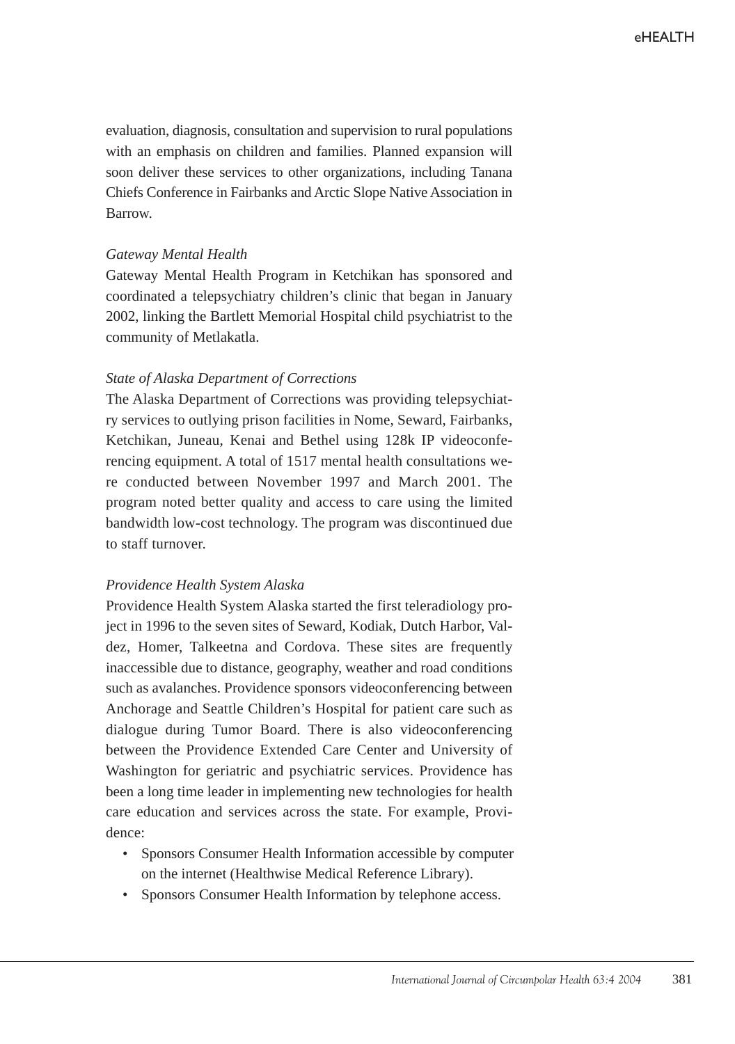evaluation, diagnosis, consultation and supervision to rural populations with an emphasis on children and families. Planned expansion will soon deliver these services to other organizations, including Tanana Chiefs Conference in Fairbanks and Arctic Slope Native Association in Barrow.

*Gateway Mental Health*

Gateway Mental Health Program in Ketchikan has sponsored and coordinated a telepsychiatry children's clinic that began in January 2002, linking the Bartlett Memorial Hospital child psychiatrist to the community of Metlakatla.

*State of Alaska Department of Corrections*

The Alaska Department of Corrections was providing telepsychiatry services to outlying prison facilities in Nome, Seward, Fairbanks, Ketchikan, Juneau, Kenai and Bethel using 128k IP videoconferencing equipment. A total of 1517 mental health consultations were conducted between November 1997 and March 2001. The program noted better quality and access to care using the limited bandwidth low-cost technology. The program was discontinued due to staff turnover.

*Providence Health System Alaska*

Providence Health System Alaska started the first teleradiology project in 1996 to the seven sites of Seward, Kodiak, Dutch Harbor, Valdez, Homer, Talkeetna and Cordova. These sites are frequently inaccessible due to distance, geography, weather and road conditions such as avalanches. Providence sponsors videoconferencing between Anchorage and Seattle Children's Hospital for patient care such as dialogue during Tumor Board. There is also videoconferencing between the Providence Extended Care Center and University of Washington for geriatric and psychiatric services. Providence has been a long time leader in implementing new technologies for health care education and services across the state. For example, Providence:

- Sponsors Consumer Health Information accessible by computer on the internet (Healthwise Medical Reference Library).
- Sponsors Consumer Health Information by telephone access.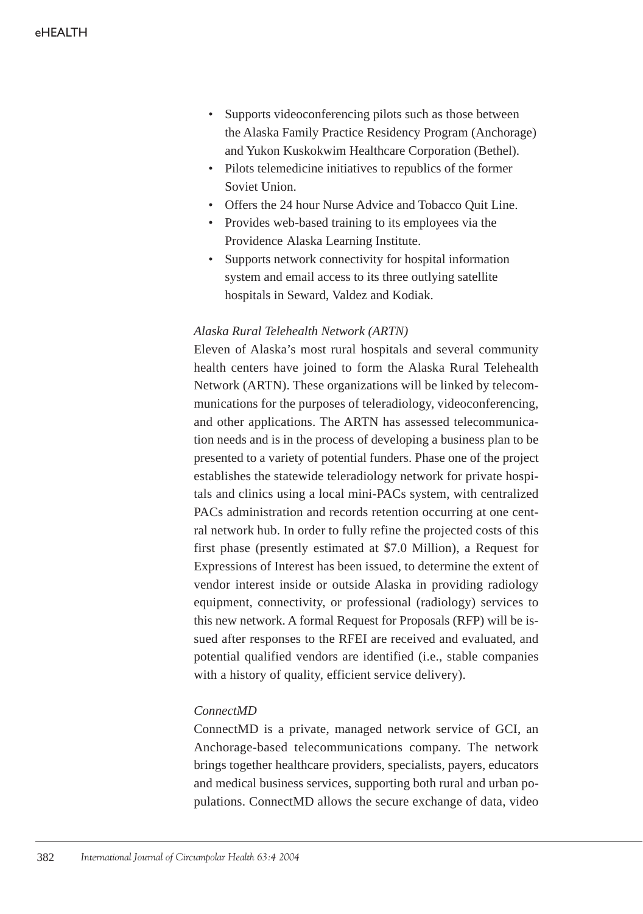- Supports videoconferencing pilots such as those between the Alaska Family Practice Residency Program (Anchorage) and Yukon Kuskokwim Healthcare Corporation (Bethel).
- Pilots telemedicine initiatives to republics of the former Soviet Union.
- Offers the 24 hour Nurse Advice and Tobacco Quit Line.
- Provides web-based training to its employees via the Providence Alaska Learning Institute.
- Supports network connectivity for hospital information system and email access to its three outlying satellite hospitals in Seward, Valdez and Kodiak.

*Alaska Rural Telehealth Network (ARTN)*

Eleven of Alaska's most rural hospitals and several community health centers have joined to form the Alaska Rural Telehealth Network (ARTN). These organizations will be linked by telecommunications for the purposes of teleradiology, videoconferencing, and other applications. The ARTN has assessed telecommunication needs and is in the process of developing a business plan to be presented to a variety of potential funders. Phase one of the project establishes the statewide teleradiology network for private hospitals and clinics using a local mini-PACs system, with centralized PACs administration and records retention occurring at one central network hub. In order to fully refine the projected costs of this first phase (presently estimated at $7.0 Million), a Request for Expressions of Interest has been issued, to determine the extent of vendor interest inside or outside Alaska in providing radiology equipment, connectivity, or professional (radiology) services to this new network. A formal Request for Proposals (RFP) will be issued after responses to the RFEI are received and evaluated, and potential qualified vendors are identified (i.e., stable companies with a history of quality, efficient service delivery).

*ConnectMD*

ConnectMD is a private, managed network service of GCI, an Anchorage-based telecommunications company. The network brings together healthcare providers, specialists, payers, educators and medical business services, supporting both rural and urban populations. ConnectMD allows the secure exchange of data, video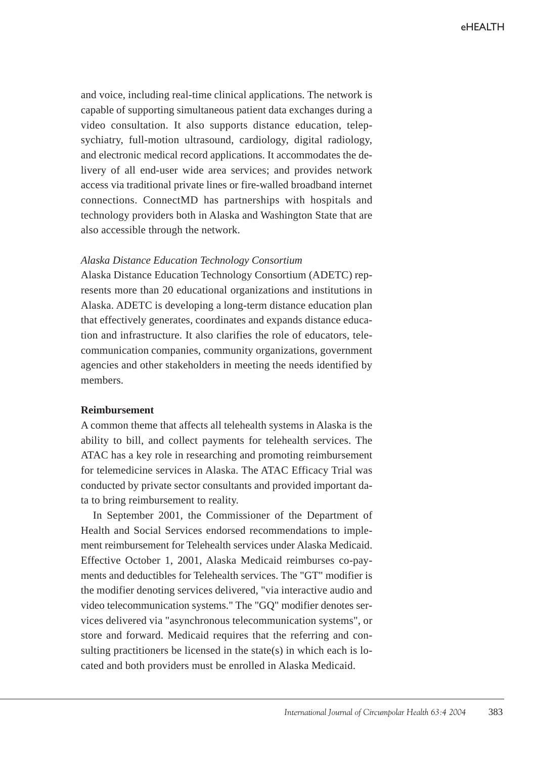and voice, including real-time clinical applications. The network is capable of supporting simultaneous patient data exchanges during a video consultation. It also supports distance education, telepsychiatry, full-motion ultrasound, cardiology, digital radiology, and electronic medical record applications. It accommodates the delivery of all end-user wide area services; and provides network access via traditional private lines or fire-walled broadband internet connections. ConnectMD has partnerships with hospitals and technology providers both in Alaska and Washington State that are also accessible through the network.

*Alaska Distance Education Technology Consortium*

Alaska Distance Education Technology Consortium (ADETC) represents more than 20 educational organizations and institutions in Alaska. ADETC is developing a long-term distance education plan that effectively generates, coordinates and expands distance education and infrastructure. It also clarifies the role of educators, telecommunication companies, community organizations, government agencies and other stakeholders in meeting the needs identified by members.

**Reimbursement**

A common theme that affects all telehealth systems in Alaska is the ability to bill, and collect payments for telehealth services. The ATAC has a key role in researching and promoting reimbursement for telemedicine services in Alaska. The ATAC Efficacy Trial was conducted by private sector consultants and provided important data to bring reimbursement to reality.

In September 2001, the Commissioner of the Department of Health and Social Services endorsed recommendations to implement reimbursement for Telehealth services under Alaska Medicaid. Effective October 1, 2001, Alaska Medicaid reimburses co-payments and deductibles for Telehealth services. The "GT" modifier is the modifier denoting services delivered, "via interactive audio and video telecommunication systems." The "GQ" modifier denotes services delivered via "asynchronous telecommunication systems", or store and forward. Medicaid requires that the referring and consulting practitioners be licensed in the state(s) in which each is located and both providers must be enrolled in Alaska Medicaid.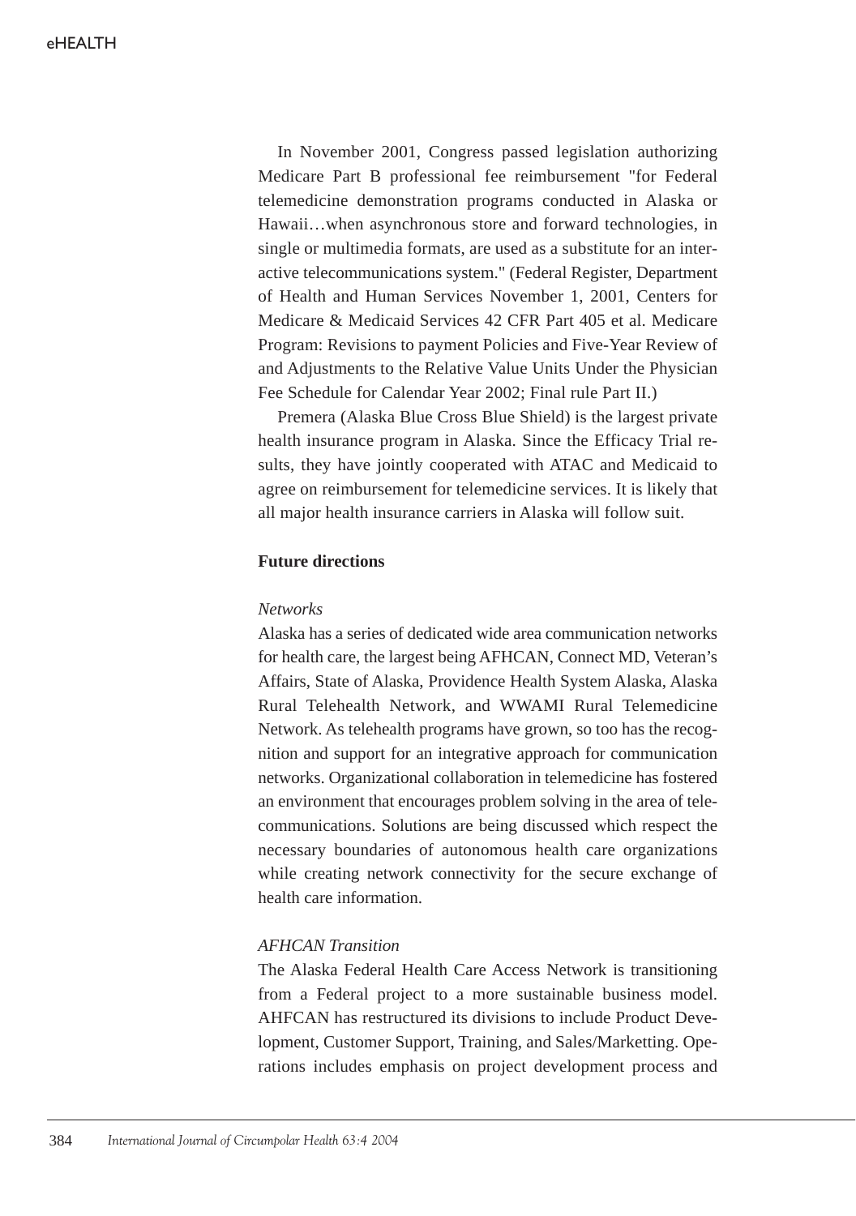In November 2001, Congress passed legislation authorizing Medicare Part B professional fee reimbursement "for Federal telemedicine demonstration programs conducted in Alaska or Hawaii…when asynchronous store and forward technologies, in single or multimedia formats, are used as a substitute for an interactive telecommunications system." (Federal Register, Department of Health and Human Services November 1, 2001, Centers for Medicare & Medicaid Services 42 CFR Part 405 et al. Medicare Program: Revisions to payment Policies and Five-Year Review of and Adjustments to the Relative Value Units Under the Physician Fee Schedule for Calendar Year 2002; Final rule Part II.)

Premera (Alaska Blue Cross Blue Shield) is the largest private health insurance program in Alaska. Since the Efficacy Trial results, they have jointly cooperated with ATAC and Medicaid to agree on reimbursement for telemedicine services. It is likely that all major health insurance carriers in Alaska will follow suit.

## Future directions

### *Networks*

Alaska has a series of dedicated wide area communication networks for health care, the largest being AFHCAN, Connect MD, Veteran's Affairs, State of Alaska, Providence Health System Alaska, Alaska Rural Telehealth Network, and WWAMI Rural Telemedicine Network. As telehealth programs have grown, so too has the recognition and support for an integrative approach for communication networks. Organizational collaboration in telemedicine has fostered an environment that encourages problem solving in the area of telecommunications. Solutions are being discussed which respect the necessary boundaries of autonomous health care organizations while creating network connectivity for the secure exchange of health care information.

### *AFHCAN Transition*

The Alaska Federal Health Care Access Network is transitioning from a Federal project to a more sustainable business model. AHFCAN has restructured its divisions to include Product Development, Customer Support, Training, and Sales/Marketting. Operations includes emphasis on project development process and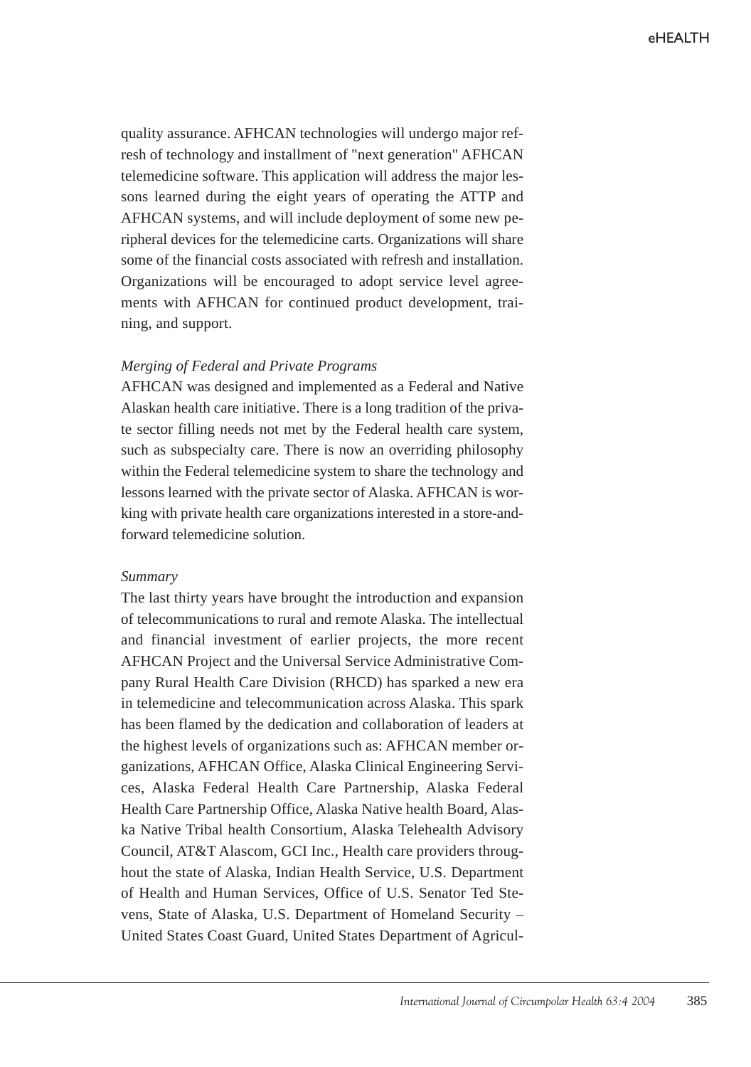quality assurance. AFHCAN technologies will undergo major refresh of technology and installment of "next generation" AFHCAN telemedicine software. This application will address the major lessons learned during the eight years of operating the ATTP and AFHCAN systems, and will include deployment of some new peripheral devices for the telemedicine carts. Organizations will share some of the financial costs associated with refresh and installation. Organizations will be encouraged to adopt service level agreements with AFHCAN for continued product development, training, and support.

*Merging of Federal and Private Programs*

AFHCAN was designed and implemented as a Federal and Native Alaskan health care initiative. There is a long tradition of the private sector filling needs not met by the Federal health care system, such as subspecialty care. There is now an overriding philosophy within the Federal telemedicine system to share the technology and lessons learned with the private sector of Alaska. AFHCAN is working with private health care organizations interested in a store-and-forward telemedicine solution.

*Summary*

The last thirty years have brought the introduction and expansion of telecommunications to rural and remote Alaska. The intellectual and financial investment of earlier projects, the more recent AFHCAN Project and the Universal Service Administrative Company Rural Health Care Division (RHCD) has sparked a new era in telemedicine and telecommunication across Alaska. This spark has been flamed by the dedication and collaboration of leaders at the highest levels of organizations such as: AFHCAN member organizations, AFHCAN Office, Alaska Clinical Engineering Services, Alaska Federal Health Care Partnership, Alaska Federal Health Care Partnership Office, Alaska Native health Board, Alaska Native Tribal health Consortium, Alaska Telehealth Advisory Council, AT&T Alascom, GCI Inc., Health care providers throughout the state of Alaska, Indian Health Service, U.S. Department of Health and Human Services, Office of U.S. Senator Ted Stevens, State of Alaska, U.S. Department of Homeland Security – United States Coast Guard, United States Department of Agricul-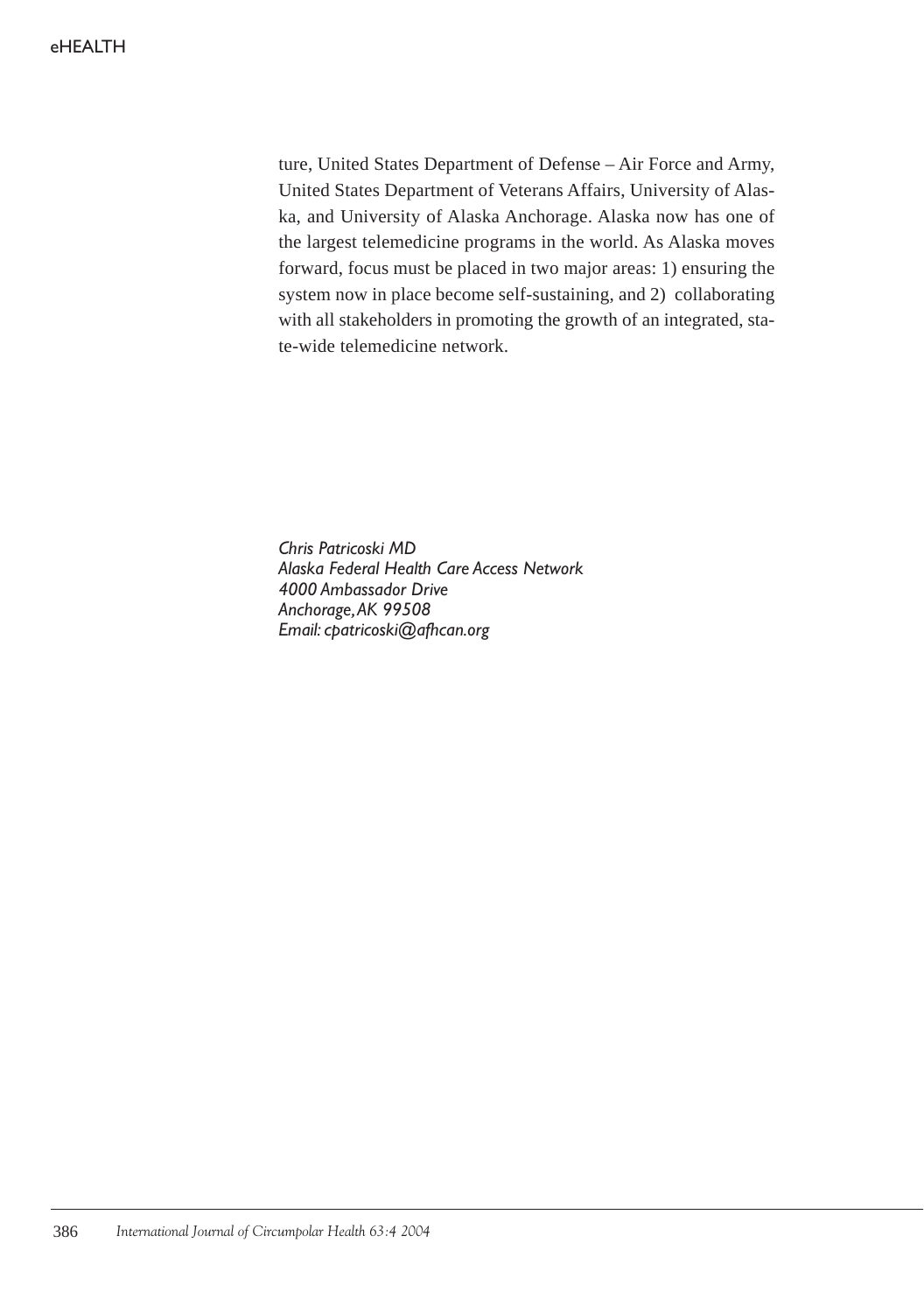ture, United States Department of Defense – Air Force and Army, United States Department of Veterans Affairs, University of Alaska, and University of Alaska Anchorage. Alaska now has one of the largest telemedicine programs in the world. As Alaska moves forward, focus must be placed in two major areas: 1) ensuring the system now in place become self-sustaining, and 2) collaborating with all stakeholders in promoting the growth of an integrated, state-wide telemedicine network.

*Chris Patricoski MD*
*Alaska Federal Health Care Access Network*
*4000 Ambassador Drive*
*Anchorage, AK 99508*
*Email: cpatricoski@afhcan.org*